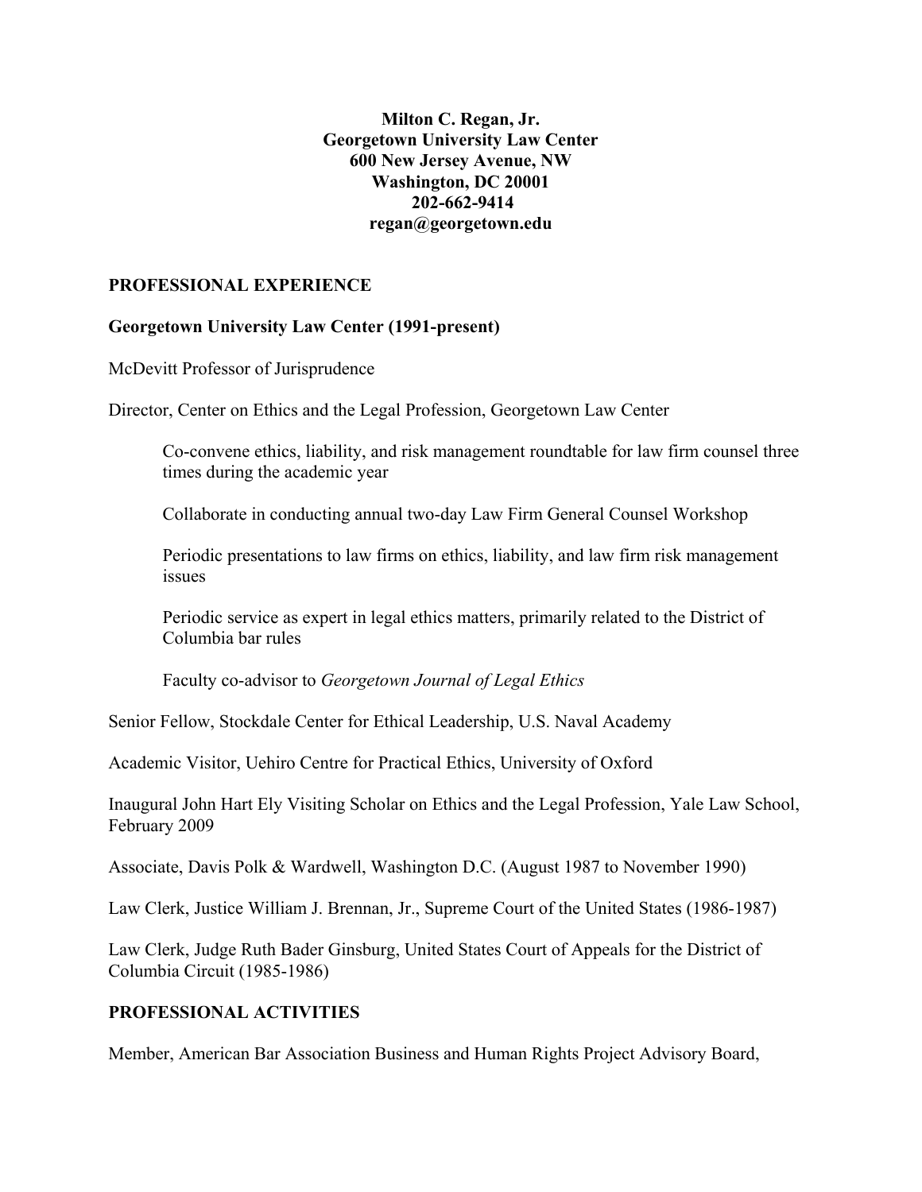**Milton C. Regan, Jr.**
**Georgetown University Law Center**
**600 New Jersey Avenue, NW**
**Washington, DC 20001**
**202-662-9414**
**regan@georgetown.edu**

## PROFESSIONAL EXPERIENCE

**Georgetown University Law Center (1991-present)**

McDevitt Professor of Jurisprudence

Director, Center on Ethics and the Legal Profession, Georgetown Law Center

> Co-convene ethics, liability, and risk management roundtable for law firm counsel three times during the academic year
>
> Collaborate in conducting annual two-day Law Firm General Counsel Workshop
>
> Periodic presentations to law firms on ethics, liability, and law firm risk management issues
>
> Periodic service as expert in legal ethics matters, primarily related to the District of Columbia bar rules
>
> Faculty co-advisor to *Georgetown Journal of Legal Ethics*

Senior Fellow, Stockdale Center for Ethical Leadership, U.S. Naval Academy

Academic Visitor, Uehiro Centre for Practical Ethics, University of Oxford

Inaugural John Hart Ely Visiting Scholar on Ethics and the Legal Profession, Yale Law School, February 2009

Associate, Davis Polk & Wardwell, Washington D.C. (August 1987 to November 1990)

Law Clerk, Justice William J. Brennan, Jr., Supreme Court of the United States (1986-1987)

Law Clerk, Judge Ruth Bader Ginsburg, United States Court of Appeals for the District of Columbia Circuit (1985-1986)

## PROFESSIONAL ACTIVITIES

Member, American Bar Association Business and Human Rights Project Advisory Board,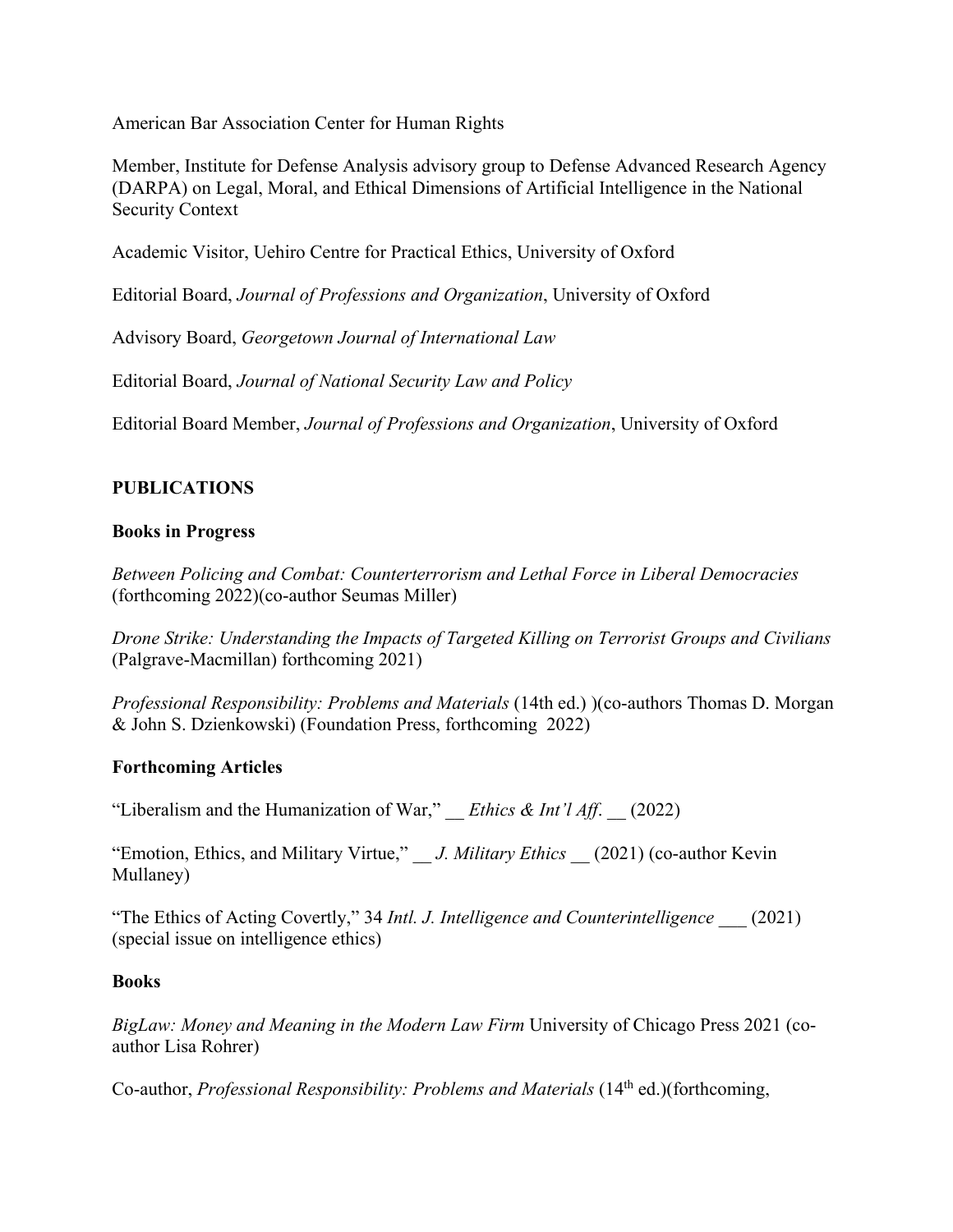American Bar Association Center for Human Rights

Member, Institute for Defense Analysis advisory group to Defense Advanced Research Agency (DARPA) on Legal, Moral, and Ethical Dimensions of Artificial Intelligence in the National Security Context

Academic Visitor, Uehiro Centre for Practical Ethics, University of Oxford

Editorial Board, *Journal of Professions and Organization*, University of Oxford

Advisory Board, *Georgetown Journal of International Law*

Editorial Board, *Journal of National Security Law and Policy*

Editorial Board Member, *Journal of Professions and Organization*, University of Oxford

## PUBLICATIONS

### Books in Progress

*Between Policing and Combat: Counterterrorism and Lethal Force in Liberal Democracies* (forthcoming 2022)(co-author Seumas Miller)

*Drone Strike: Understanding the Impacts of Targeted Killing on Terrorist Groups and Civilians* (Palgrave-Macmillan) forthcoming 2021)

*Professional Responsibility: Problems and Materials* (14th ed.) )(co-authors Thomas D. Morgan & John S. Dzienkowski) (Foundation Press, forthcoming 2022)

### Forthcoming Articles

"Liberalism and the Humanization of War," __ *Ethics & Int'l Aff*. __ (2022)

"Emotion, Ethics, and Military Virtue," __ *J. Military Ethics* __ (2021) (co-author Kevin Mullaney)

"The Ethics of Acting Covertly," 34 *Intl. J. Intelligence and Counterintelligence* ___ (2021) (special issue on intelligence ethics)

### Books

*BigLaw: Money and Meaning in the Modern Law Firm* University of Chicago Press 2021 (co-author Lisa Rohrer)

Co-author, *Professional Responsibility: Problems and Materials* (14th ed.)(forthcoming,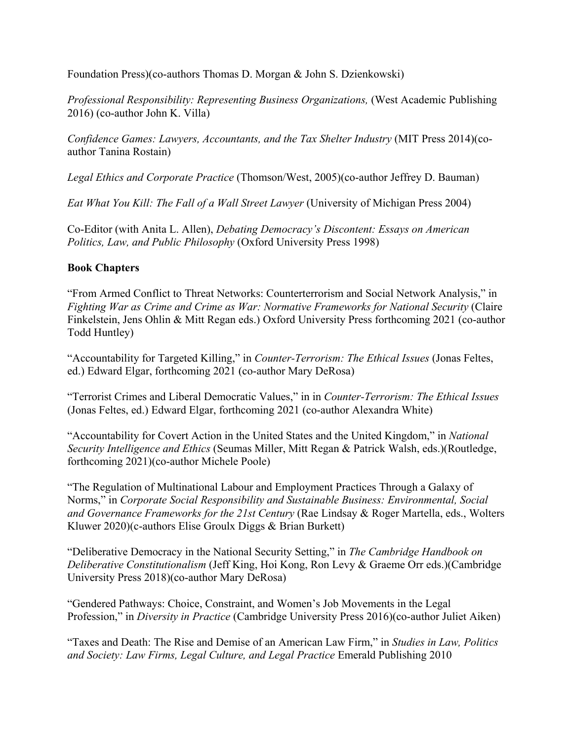Foundation Press)(co-authors Thomas D. Morgan & John S. Dzienkowski)

*Professional Responsibility: Representing Business Organizations,* (West Academic Publishing 2016) (co-author John K. Villa)

*Confidence Games: Lawyers, Accountants, and the Tax Shelter Industry* (MIT Press 2014)(co-author Tanina Rostain)

*Legal Ethics and Corporate Practice* (Thomson/West, 2005)(co-author Jeffrey D. Bauman)

*Eat What You Kill: The Fall of a Wall Street Lawyer* (University of Michigan Press 2004)

Co-Editor (with Anita L. Allen), *Debating Democracy's Discontent: Essays on American Politics, Law, and Public Philosophy* (Oxford University Press 1998)

**Book Chapters**

"From Armed Conflict to Threat Networks: Counterterrorism and Social Network Analysis," in *Fighting War as Crime and Crime as War: Normative Frameworks for National Security* (Claire Finkelstein, Jens Ohlin & Mitt Regan eds.) Oxford University Press forthcoming 2021 (co-author Todd Huntley)

"Accountability for Targeted Killing," in *Counter-Terrorism: The Ethical Issues* (Jonas Feltes, ed.) Edward Elgar, forthcoming 2021 (co-author Mary DeRosa)

"Terrorist Crimes and Liberal Democratic Values," in in *Counter-Terrorism: The Ethical Issues* (Jonas Feltes, ed.) Edward Elgar, forthcoming 2021 (co-author Alexandra White)

"Accountability for Covert Action in the United States and the United Kingdom," in *National Security Intelligence and Ethics* (Seumas Miller, Mitt Regan & Patrick Walsh, eds.)(Routledge, forthcoming 2021)(co-author Michele Poole)

"The Regulation of Multinational Labour and Employment Practices Through a Galaxy of Norms," in *Corporate Social Responsibility and Sustainable Business: Environmental, Social and Governance Frameworks for the 21st Century* (Rae Lindsay & Roger Martella, eds., Wolters Kluwer 2020)(c-authors Elise Groulx Diggs & Brian Burkett)

"Deliberative Democracy in the National Security Setting," in *The Cambridge Handbook on Deliberative Constitutionalism* (Jeff King, Hoi Kong, Ron Levy & Graeme Orr eds.)(Cambridge University Press 2018)(co-author Mary DeRosa)

"Gendered Pathways: Choice, Constraint, and Women's Job Movements in the Legal Profession," in *Diversity in Practice* (Cambridge University Press 2016)(co-author Juliet Aiken)

"Taxes and Death: The Rise and Demise of an American Law Firm," in *Studies in Law, Politics and Society: Law Firms, Legal Culture, and Legal Practice* Emerald Publishing 2010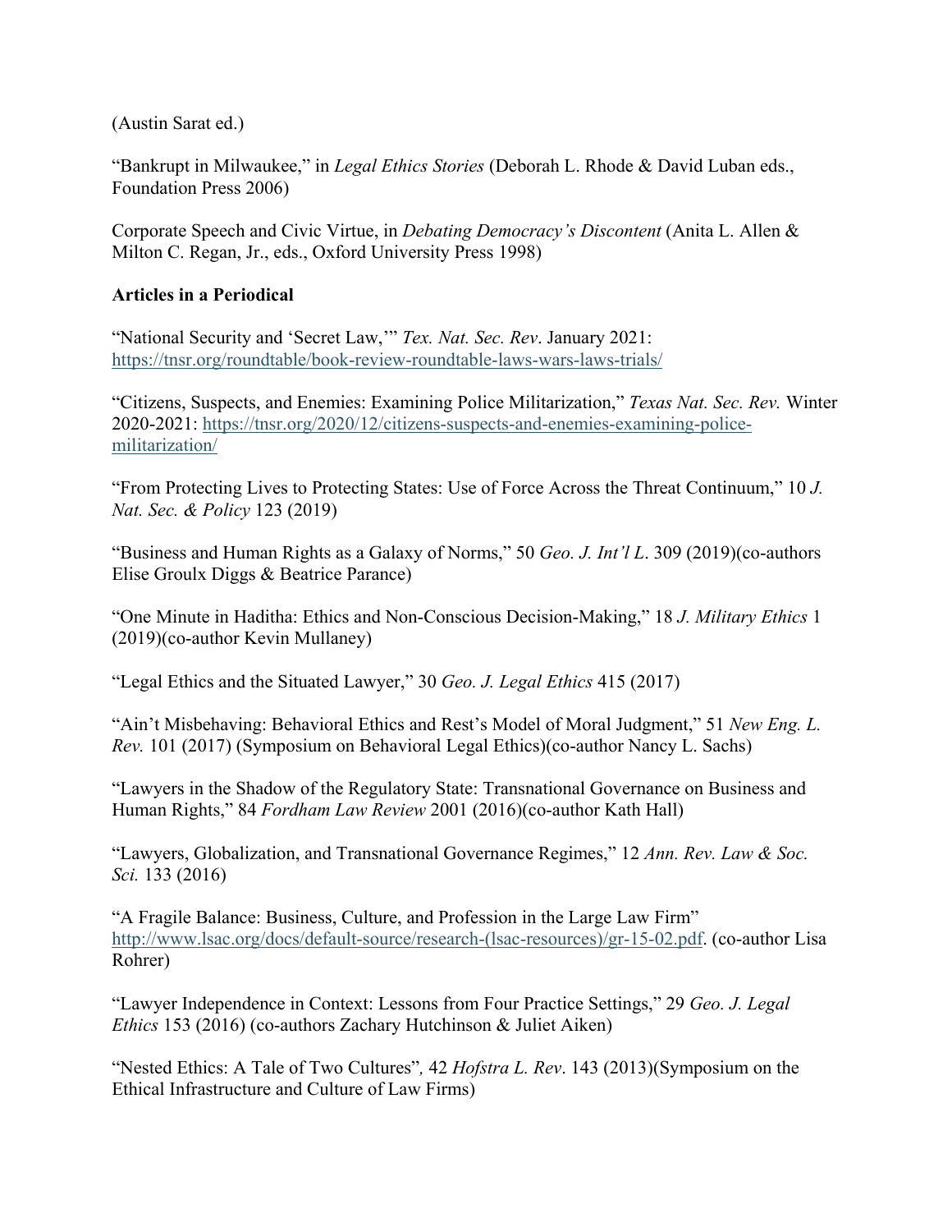(Austin Sarat ed.)

"Bankrupt in Milwaukee," in *Legal Ethics Stories* (Deborah L. Rhode & David Luban eds., Foundation Press 2006)

Corporate Speech and Civic Virtue, in *Debating Democracy's Discontent* (Anita L. Allen & Milton C. Regan, Jr., eds., Oxford University Press 1998)

**Articles in a Periodical**

"National Security and 'Secret Law,'" *Tex. Nat. Sec. Rev*. January 2021: https://tnsr.org/roundtable/book-review-roundtable-laws-wars-laws-trials/

"Citizens, Suspects, and Enemies: Examining Police Militarization," *Texas Nat. Sec. Rev.* Winter 2020-2021: https://tnsr.org/2020/12/citizens-suspects-and-enemies-examining-police-militarization/

"From Protecting Lives to Protecting States: Use of Force Across the Threat Continuum," 10 *J. Nat. Sec. & Policy* 123 (2019)

"Business and Human Rights as a Galaxy of Norms," 50 *Geo. J. Int'l L*. 309 (2019)(co-authors Elise Groulx Diggs & Beatrice Parance)

"One Minute in Haditha: Ethics and Non-Conscious Decision-Making," 18 *J. Military Ethics* 1 (2019)(co-author Kevin Mullaney)

"Legal Ethics and the Situated Lawyer," 30 *Geo. J. Legal Ethics* 415 (2017)

"Ain't Misbehaving: Behavioral Ethics and Rest's Model of Moral Judgment," 51 *New Eng. L. Rev.* 101 (2017) (Symposium on Behavioral Legal Ethics)(co-author Nancy L. Sachs)

"Lawyers in the Shadow of the Regulatory State: Transnational Governance on Business and Human Rights," 84 *Fordham Law Review* 2001 (2016)(co-author Kath Hall)

"Lawyers, Globalization, and Transnational Governance Regimes," 12 *Ann. Rev. Law & Soc. Sci.* 133 (2016)

"A Fragile Balance: Business, Culture, and Profession in the Large Law Firm" http://www.lsac.org/docs/default-source/research-(lsac-resources)/gr-15-02.pdf. (co-author Lisa Rohrer)

"Lawyer Independence in Context: Lessons from Four Practice Settings," 29 *Geo. J. Legal Ethics* 153 (2016) (co-authors Zachary Hutchinson & Juliet Aiken)

"Nested Ethics: A Tale of Two Cultures", 42 *Hofstra L. Rev*. 143 (2013)(Symposium on the Ethical Infrastructure and Culture of Law Firms)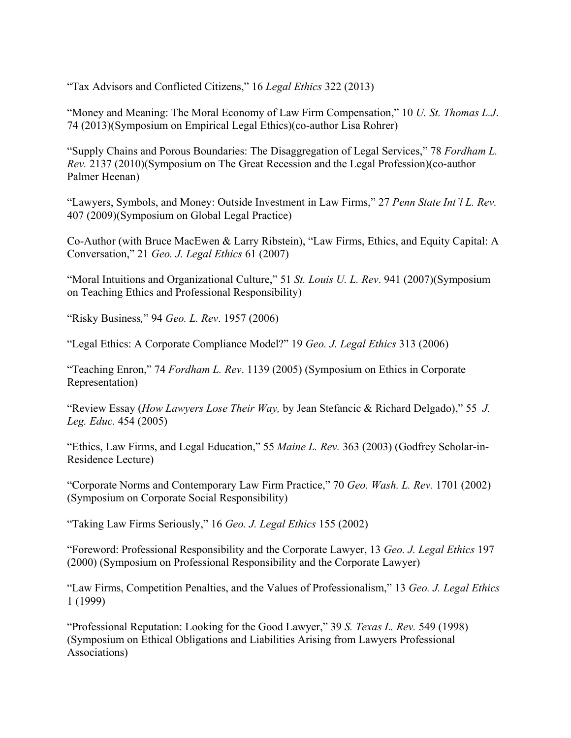"Tax Advisors and Conflicted Citizens," 16 *Legal Ethics* 322 (2013)

"Money and Meaning: The Moral Economy of Law Firm Compensation," 10 *U. St. Thomas L.J*. 74 (2013)(Symposium on Empirical Legal Ethics)(co-author Lisa Rohrer)

"Supply Chains and Porous Boundaries: The Disaggregation of Legal Services," 78 *Fordham L. Rev.* 2137 (2010)(Symposium on The Great Recession and the Legal Profession)(co-author Palmer Heenan)

"Lawyers, Symbols, and Money: Outside Investment in Law Firms," 27 *Penn State Int'l L. Rev.* 407 (2009)(Symposium on Global Legal Practice)

Co-Author (with Bruce MacEwen & Larry Ribstein), "Law Firms, Ethics, and Equity Capital: A Conversation," 21 *Geo. J. Legal Ethics* 61 (2007)

"Moral Intuitions and Organizational Culture," 51 *St. Louis U. L. Rev*. 941 (2007)(Symposium on Teaching Ethics and Professional Responsibility)

"Risky Business*,*" 94 *Geo. L. Rev*. 1957 (2006)

"Legal Ethics: A Corporate Compliance Model?" 19 *Geo. J. Legal Ethics* 313 (2006)

"Teaching Enron," 74 *Fordham L. Rev*. 1139 (2005) (Symposium on Ethics in Corporate Representation)

"Review Essay (*How Lawyers Lose Their Way,* by Jean Stefancic & Richard Delgado)," 55 *J. Leg. Educ.* 454 (2005)

"Ethics, Law Firms, and Legal Education," 55 *Maine L. Rev.* 363 (2003) (Godfrey Scholar-in-Residence Lecture)

"Corporate Norms and Contemporary Law Firm Practice," 70 *Geo. Wash. L. Rev.* 1701 (2002) (Symposium on Corporate Social Responsibility)

"Taking Law Firms Seriously," 16 *Geo. J. Legal Ethics* 155 (2002)

"Foreword: Professional Responsibility and the Corporate Lawyer, 13 *Geo. J. Legal Ethics* 197 (2000) (Symposium on Professional Responsibility and the Corporate Lawyer)

"Law Firms, Competition Penalties, and the Values of Professionalism," 13 *Geo. J. Legal Ethics* 1 (1999)

"Professional Reputation: Looking for the Good Lawyer," 39 *S. Texas L. Rev.* 549 (1998) (Symposium on Ethical Obligations and Liabilities Arising from Lawyers Professional Associations)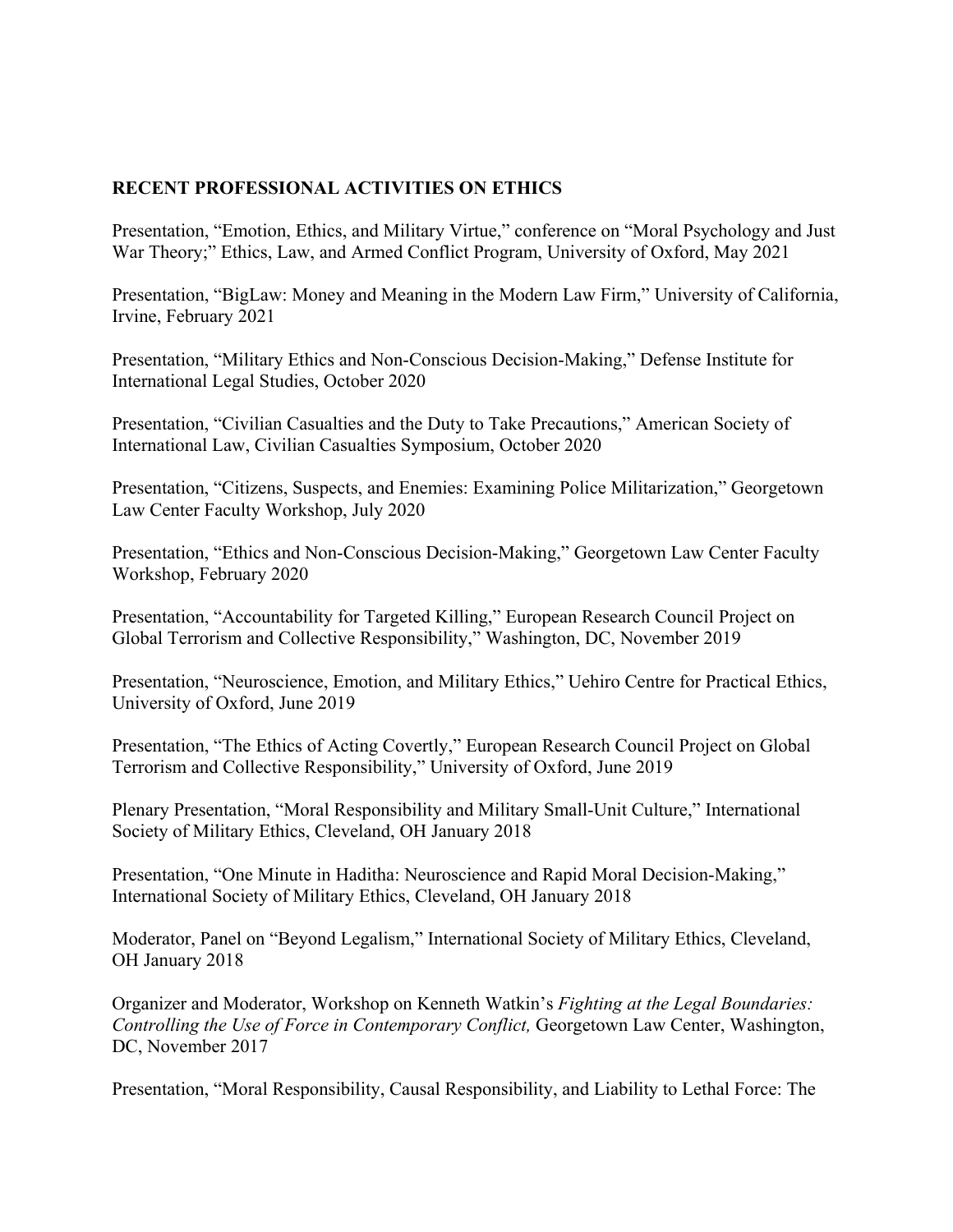**RECENT PROFESSIONAL ACTIVITIES ON ETHICS**

Presentation, "Emotion, Ethics, and Military Virtue," conference on "Moral Psychology and Just War Theory;" Ethics, Law, and Armed Conflict Program, University of Oxford, May 2021

Presentation, "BigLaw: Money and Meaning in the Modern Law Firm," University of California, Irvine, February 2021

Presentation, "Military Ethics and Non-Conscious Decision-Making," Defense Institute for International Legal Studies, October 2020

Presentation, "Civilian Casualties and the Duty to Take Precautions," American Society of International Law, Civilian Casualties Symposium, October 2020

Presentation, "Citizens, Suspects, and Enemies: Examining Police Militarization," Georgetown Law Center Faculty Workshop, July 2020

Presentation, "Ethics and Non-Conscious Decision-Making," Georgetown Law Center Faculty Workshop, February 2020

Presentation, "Accountability for Targeted Killing," European Research Council Project on Global Terrorism and Collective Responsibility," Washington, DC, November 2019

Presentation, "Neuroscience, Emotion, and Military Ethics," Uehiro Centre for Practical Ethics, University of Oxford, June 2019

Presentation, "The Ethics of Acting Covertly," European Research Council Project on Global Terrorism and Collective Responsibility," University of Oxford, June 2019

Plenary Presentation, "Moral Responsibility and Military Small-Unit Culture," International Society of Military Ethics, Cleveland, OH January 2018

Presentation, "One Minute in Haditha: Neuroscience and Rapid Moral Decision-Making," International Society of Military Ethics, Cleveland, OH January 2018

Moderator, Panel on "Beyond Legalism," International Society of Military Ethics, Cleveland, OH January 2018

Organizer and Moderator, Workshop on Kenneth Watkin's *Fighting at the Legal Boundaries: Controlling the Use of Force in Contemporary Conflict,* Georgetown Law Center, Washington, DC, November 2017

Presentation, "Moral Responsibility, Causal Responsibility, and Liability to Lethal Force: The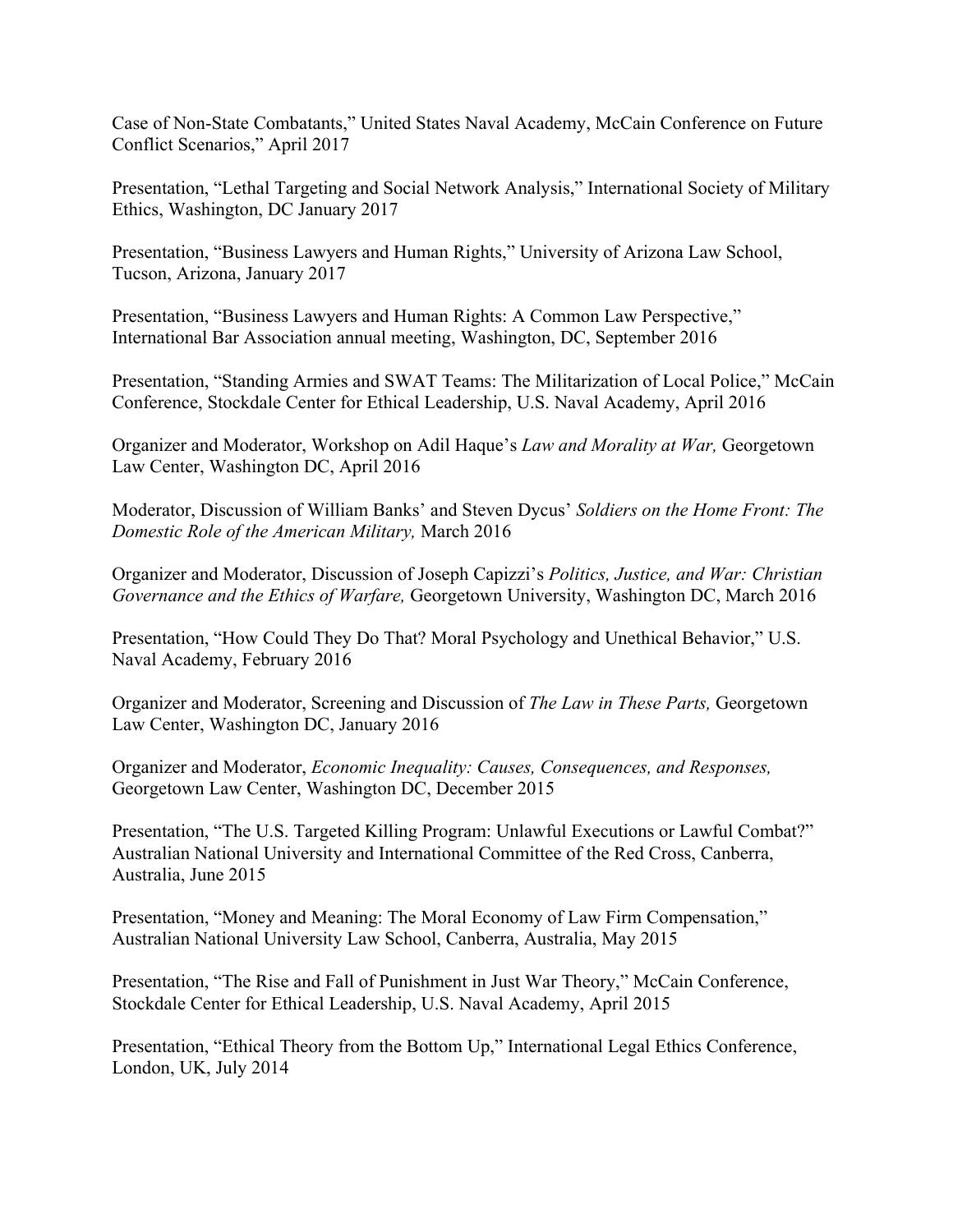Case of Non-State Combatants," United States Naval Academy, McCain Conference on Future Conflict Scenarios," April 2017

Presentation, "Lethal Targeting and Social Network Analysis," International Society of Military Ethics, Washington, DC January 2017

Presentation, "Business Lawyers and Human Rights," University of Arizona Law School, Tucson, Arizona, January 2017

Presentation, "Business Lawyers and Human Rights: A Common Law Perspective," International Bar Association annual meeting, Washington, DC, September 2016

Presentation, "Standing Armies and SWAT Teams: The Militarization of Local Police," McCain Conference, Stockdale Center for Ethical Leadership, U.S. Naval Academy, April 2016

Organizer and Moderator, Workshop on Adil Haque's *Law and Morality at War,* Georgetown Law Center, Washington DC, April 2016

Moderator, Discussion of William Banks' and Steven Dycus' *Soldiers on the Home Front: The Domestic Role of the American Military,* March 2016

Organizer and Moderator, Discussion of Joseph Capizzi's *Politics, Justice, and War: Christian Governance and the Ethics of Warfare,* Georgetown University, Washington DC, March 2016

Presentation, "How Could They Do That? Moral Psychology and Unethical Behavior," U.S. Naval Academy, February 2016

Organizer and Moderator, Screening and Discussion of *The Law in These Parts,* Georgetown Law Center, Washington DC, January 2016

Organizer and Moderator, *Economic Inequality: Causes, Consequences, and Responses,* Georgetown Law Center, Washington DC, December 2015

Presentation, "The U.S. Targeted Killing Program: Unlawful Executions or Lawful Combat?" Australian National University and International Committee of the Red Cross, Canberra, Australia, June 2015

Presentation, "Money and Meaning: The Moral Economy of Law Firm Compensation," Australian National University Law School, Canberra, Australia, May 2015

Presentation, "The Rise and Fall of Punishment in Just War Theory," McCain Conference, Stockdale Center for Ethical Leadership, U.S. Naval Academy, April 2015

Presentation, "Ethical Theory from the Bottom Up," International Legal Ethics Conference, London, UK, July 2014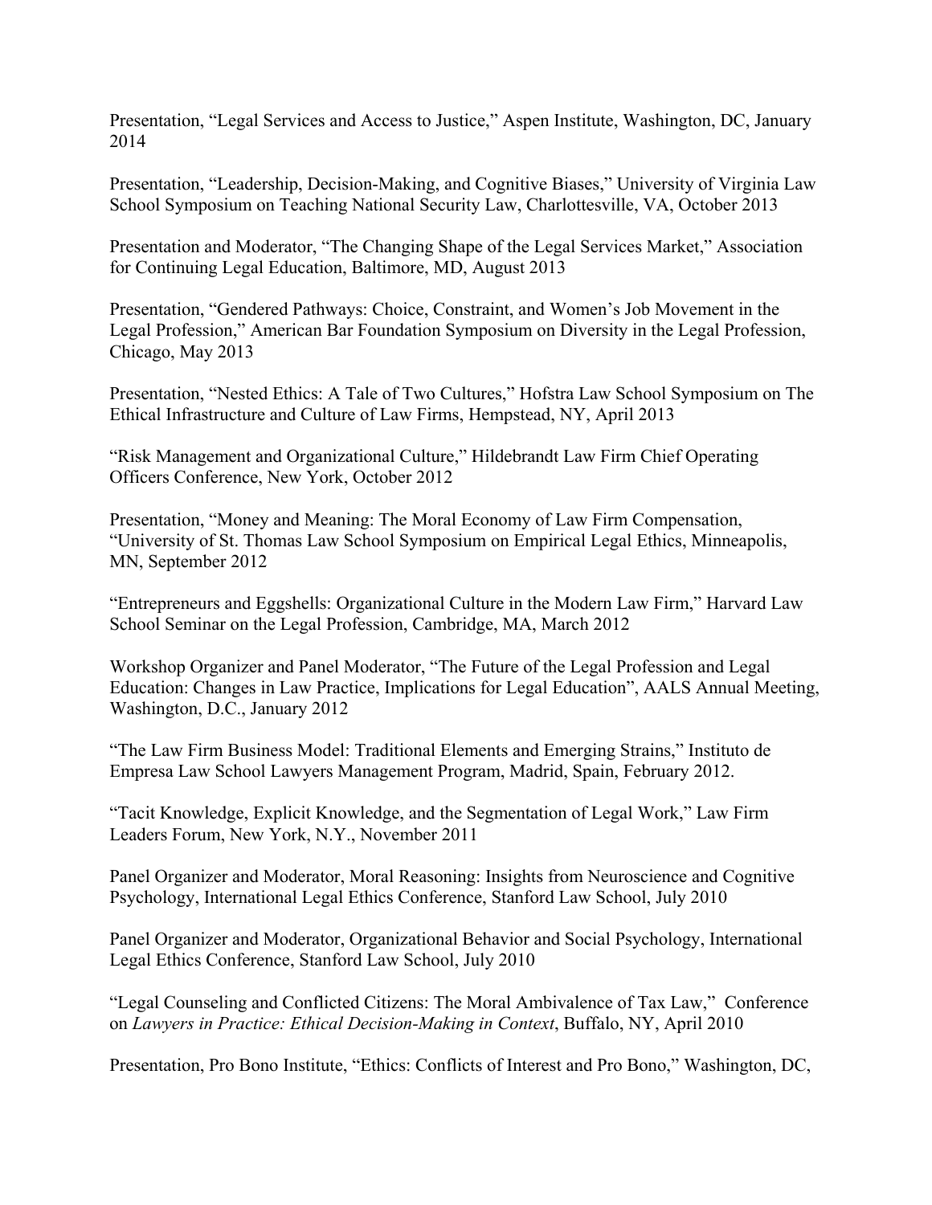Presentation, "Legal Services and Access to Justice," Aspen Institute, Washington, DC, January 2014

Presentation, "Leadership, Decision-Making, and Cognitive Biases," University of Virginia Law School Symposium on Teaching National Security Law, Charlottesville, VA, October 2013

Presentation and Moderator, "The Changing Shape of the Legal Services Market," Association for Continuing Legal Education, Baltimore, MD, August 2013

Presentation, "Gendered Pathways: Choice, Constraint, and Women's Job Movement in the Legal Profession," American Bar Foundation Symposium on Diversity in the Legal Profession, Chicago, May 2013

Presentation, "Nested Ethics: A Tale of Two Cultures," Hofstra Law School Symposium on The Ethical Infrastructure and Culture of Law Firms, Hempstead, NY, April 2013

"Risk Management and Organizational Culture," Hildebrandt Law Firm Chief Operating Officers Conference, New York, October 2012

Presentation, "Money and Meaning: The Moral Economy of Law Firm Compensation, "University of St. Thomas Law School Symposium on Empirical Legal Ethics, Minneapolis, MN, September 2012

"Entrepreneurs and Eggshells: Organizational Culture in the Modern Law Firm," Harvard Law School Seminar on the Legal Profession, Cambridge, MA, March 2012

Workshop Organizer and Panel Moderator, "The Future of the Legal Profession and Legal Education: Changes in Law Practice, Implications for Legal Education", AALS Annual Meeting, Washington, D.C., January 2012

"The Law Firm Business Model: Traditional Elements and Emerging Strains," Instituto de Empresa Law School Lawyers Management Program, Madrid, Spain, February 2012.

"Tacit Knowledge, Explicit Knowledge, and the Segmentation of Legal Work," Law Firm Leaders Forum, New York, N.Y., November 2011

Panel Organizer and Moderator, Moral Reasoning: Insights from Neuroscience and Cognitive Psychology, International Legal Ethics Conference, Stanford Law School, July 2010

Panel Organizer and Moderator, Organizational Behavior and Social Psychology, International Legal Ethics Conference, Stanford Law School, July 2010

"Legal Counseling and Conflicted Citizens: The Moral Ambivalence of Tax Law," Conference on *Lawyers in Practice: Ethical Decision-Making in Context*, Buffalo, NY, April 2010

Presentation, Pro Bono Institute, "Ethics: Conflicts of Interest and Pro Bono," Washington, DC,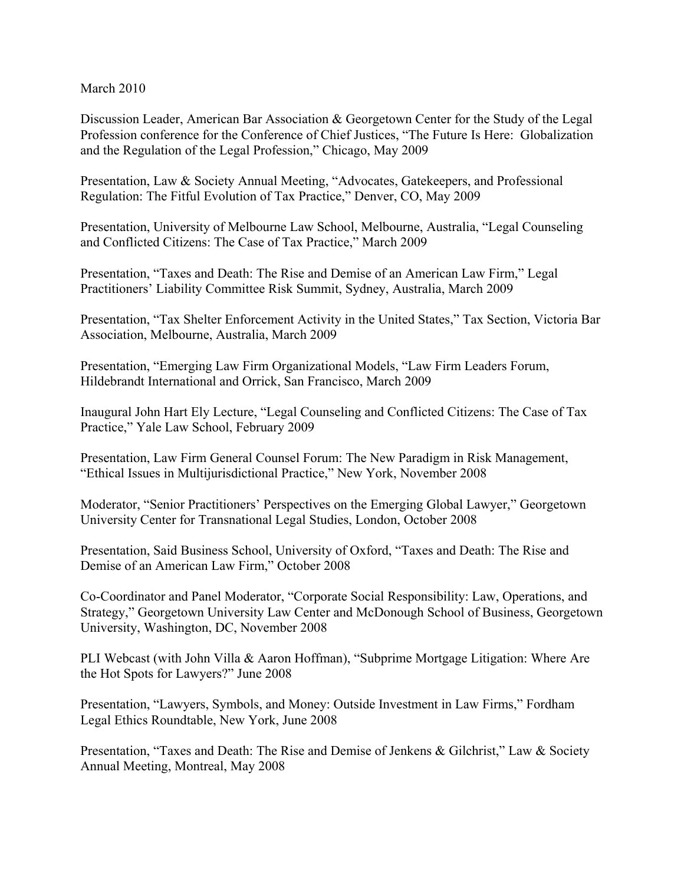March 2010

Discussion Leader, American Bar Association & Georgetown Center for the Study of the Legal Profession conference for the Conference of Chief Justices, "The Future Is Here: Globalization and the Regulation of the Legal Profession," Chicago, May 2009

Presentation, Law & Society Annual Meeting, "Advocates, Gatekeepers, and Professional Regulation: The Fitful Evolution of Tax Practice," Denver, CO, May 2009

Presentation, University of Melbourne Law School, Melbourne, Australia, "Legal Counseling and Conflicted Citizens: The Case of Tax Practice," March 2009

Presentation, "Taxes and Death: The Rise and Demise of an American Law Firm," Legal Practitioners' Liability Committee Risk Summit, Sydney, Australia, March 2009

Presentation, "Tax Shelter Enforcement Activity in the United States," Tax Section, Victoria Bar Association, Melbourne, Australia, March 2009

Presentation, "Emerging Law Firm Organizational Models, "Law Firm Leaders Forum, Hildebrandt International and Orrick, San Francisco, March 2009

Inaugural John Hart Ely Lecture, "Legal Counseling and Conflicted Citizens: The Case of Tax Practice," Yale Law School, February 2009

Presentation, Law Firm General Counsel Forum: The New Paradigm in Risk Management, "Ethical Issues in Multijurisdictional Practice," New York, November 2008

Moderator, "Senior Practitioners' Perspectives on the Emerging Global Lawyer," Georgetown University Center for Transnational Legal Studies, London, October 2008

Presentation, Said Business School, University of Oxford, "Taxes and Death: The Rise and Demise of an American Law Firm," October 2008

Co-Coordinator and Panel Moderator, "Corporate Social Responsibility: Law, Operations, and Strategy," Georgetown University Law Center and McDonough School of Business, Georgetown University, Washington, DC, November 2008

PLI Webcast (with John Villa & Aaron Hoffman), "Subprime Mortgage Litigation: Where Are the Hot Spots for Lawyers?" June 2008

Presentation, "Lawyers, Symbols, and Money: Outside Investment in Law Firms," Fordham Legal Ethics Roundtable, New York, June 2008

Presentation, "Taxes and Death: The Rise and Demise of Jenkens & Gilchrist," Law & Society Annual Meeting, Montreal, May 2008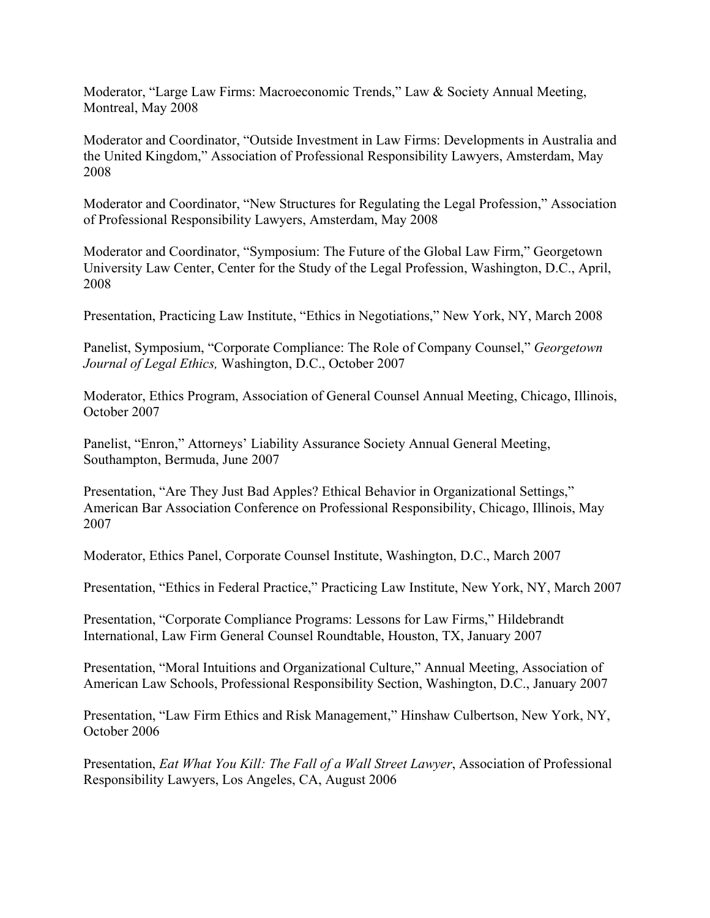Moderator, “Large Law Firms: Macroeconomic Trends,” Law & Society Annual Meeting, Montreal, May 2008

Moderator and Coordinator, “Outside Investment in Law Firms: Developments in Australia and the United Kingdom,” Association of Professional Responsibility Lawyers, Amsterdam, May 2008

Moderator and Coordinator, “New Structures for Regulating the Legal Profession,” Association of Professional Responsibility Lawyers, Amsterdam, May 2008

Moderator and Coordinator, “Symposium: The Future of the Global Law Firm,” Georgetown University Law Center, Center for the Study of the Legal Profession, Washington, D.C., April, 2008

Presentation, Practicing Law Institute, “Ethics in Negotiations,” New York, NY, March 2008

Panelist, Symposium, “Corporate Compliance: The Role of Company Counsel,” *Georgetown Journal of Legal Ethics,* Washington, D.C., October 2007

Moderator, Ethics Program, Association of General Counsel Annual Meeting, Chicago, Illinois, October 2007

Panelist, “Enron,” Attorneys’ Liability Assurance Society Annual General Meeting, Southampton, Bermuda, June 2007

Presentation, “Are They Just Bad Apples? Ethical Behavior in Organizational Settings,” American Bar Association Conference on Professional Responsibility, Chicago, Illinois, May 2007

Moderator, Ethics Panel, Corporate Counsel Institute, Washington, D.C., March 2007

Presentation, “Ethics in Federal Practice,” Practicing Law Institute, New York, NY, March 2007

Presentation, “Corporate Compliance Programs: Lessons for Law Firms,” Hildebrandt International, Law Firm General Counsel Roundtable, Houston, TX, January 2007

Presentation, “Moral Intuitions and Organizational Culture,” Annual Meeting, Association of American Law Schools, Professional Responsibility Section, Washington, D.C., January 2007

Presentation, “Law Firm Ethics and Risk Management,” Hinshaw Culbertson, New York, NY, October 2006

Presentation, *Eat What You Kill: The Fall of a Wall Street Lawyer*, Association of Professional Responsibility Lawyers, Los Angeles, CA, August 2006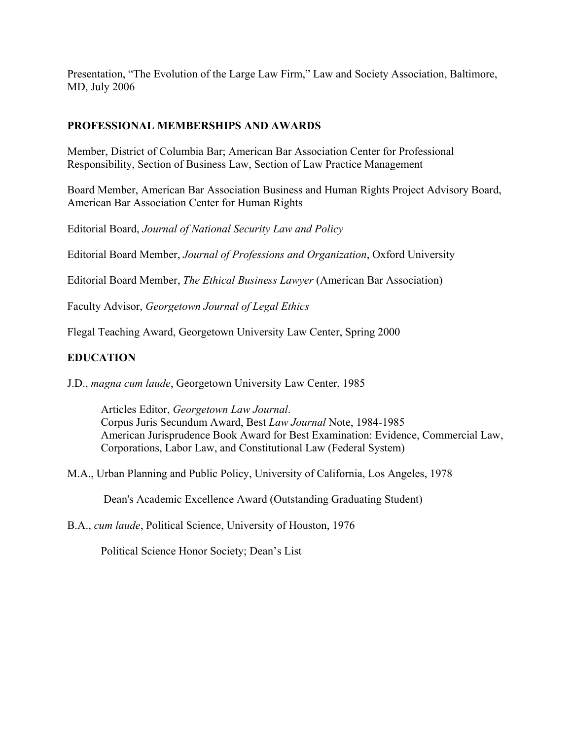Presentation, "The Evolution of the Large Law Firm," Law and Society Association, Baltimore, MD, July 2006

## PROFESSIONAL MEMBERSHIPS AND AWARDS

Member, District of Columbia Bar; American Bar Association Center for Professional Responsibility, Section of Business Law, Section of Law Practice Management

Board Member, American Bar Association Business and Human Rights Project Advisory Board, American Bar Association Center for Human Rights

Editorial Board, *Journal of National Security Law and Policy*

Editorial Board Member, *Journal of Professions and Organization*, Oxford University

Editorial Board Member, *The Ethical Business Lawyer* (American Bar Association)

Faculty Advisor, *Georgetown Journal of Legal Ethics*

Flegal Teaching Award, Georgetown University Law Center, Spring 2000

## EDUCATION

J.D., *magna cum laude*, Georgetown University Law Center, 1985

> Articles Editor, *Georgetown Law Journal*.
> Corpus Juris Secundum Award, Best *Law Journal* Note, 1984-1985
> American Jurisprudence Book Award for Best Examination: Evidence, Commercial Law, Corporations, Labor Law, and Constitutional Law (Federal System)

M.A., Urban Planning and Public Policy, University of California, Los Angeles, 1978

> Dean's Academic Excellence Award (Outstanding Graduating Student)

B.A., *cum laude*, Political Science, University of Houston, 1976

> Political Science Honor Society; Dean's List